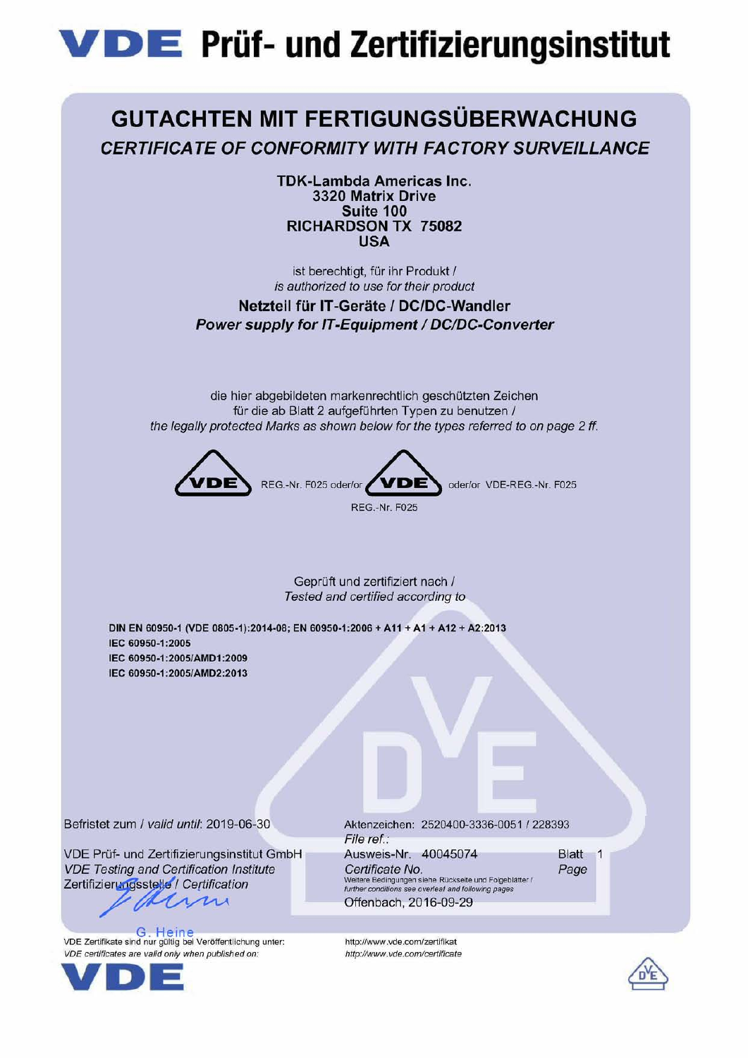# VDE Prüf- und Zertifizierungsinstitut

## GUTACHTEN MIT FERTIGUNGSÜBERWACHUNG

### *CERTIFICATE OF CONFORMITY WITH FACTORY SURVEILLANCE*

**TDK-Lambda Americas Inc.**
**3320 Matrix Drive**
**Suite 100**
**RICHARDSON TX 75082**
**USA**

ist berechtigt, für ihr Produkt /
*is authorized to use for their product*

**Netzteil für IT-Geräte / DC/DC-Wandler**
***Power supply for IT-Equipment / DC/DC-Converter***

die hier abgebildeten markenrechtlich geschützten Zeichen
für die ab Blatt 2 aufgeführten Typen zu benutzen /
*the legally protected Marks as shown below for the types referred to on page 2 ff.*

VDE REG.-Nr. F025 oder/or VDE REG.-Nr. F025 oder/or VDE-REG.-Nr. F025

Geprüft und zertifiziert nach /
*Tested and certified according to*

**DIN EN 60950-1 (VDE 0805-1):2014-08; EN 60950-1:2006 + A11 + A1 + A12 + A2:2013**
**IEC 60950-1:2005**
**IEC 60950-1:2005/AMD1:2009**
**IEC 60950-1:2005/AMD2:2013**

Befristet zum / *valid until*: 2019-06-30

VDE Prüf- und Zertifizierungsinstitut GmbH
*VDE Testing and Certification Institute*
Zertifizierungsstelle / *Certification*

G. Heine

Aktenzeichen: 2520400-3336-0051 / 228393
*File ref.:*
Ausweis-Nr. 40045074
*Certificate No.*
Blatt 1
*Page*
Weitere Bedingungen siehe Rückseite und Folgeblätter /
*further conditions see overleaf and following pages*
Offenbach, 2016-09-29

VDE Zertifikate sind nur gültig bei Veröffentlichung unter: http://www.vde.com/zertifikat
*VDE certificates are valid only when published on: http://www.vde.com/certificate*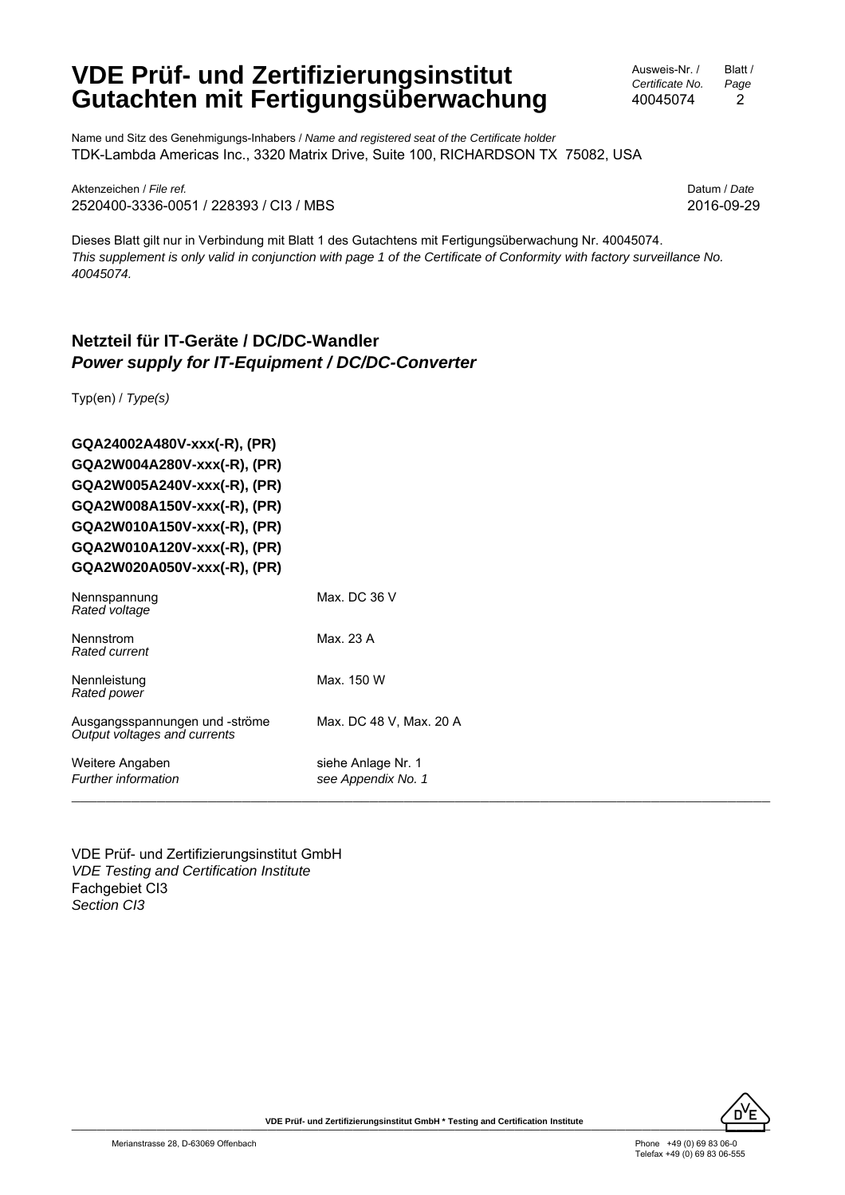# VDE Prüf- und Zertifizierungsinstitut
# Gutachten mit Fertigungsüberwachung

Ausweis-Nr. / *Certificate No.* 40045074

Blatt / *Page* 2

Name und Sitz des Genehmigungs-Inhabers / *Name and registered seat of the Certificate holder*
TDK-Lambda Americas Inc., 3320 Matrix Drive, Suite 100, RICHARDSON TX 75082, USA

Aktenzeichen / *File ref.*
2520400-3336-0051 / 228393 / CI3 / MBS

Datum / *Date*
2016-09-29

Dieses Blatt gilt nur in Verbindung mit Blatt 1 des Gutachtens mit Fertigungsüberwachung Nr. 40045074.
*This supplement is only valid in conjunction with page 1 of the Certificate of Conformity with factory surveillance No. 40045074.*

## Netzteil für IT-Geräte / DC/DC-Wandler
## *Power supply for IT-Equipment / DC/DC-Converter*

Typ(en) / *Type(s)*

**GQA24002A480V-xxx(-R), (PR)**
**GQA2W004A280V-xxx(-R), (PR)**
**GQA2W005A240V-xxx(-R), (PR)**
**GQA2W008A150V-xxx(-R), (PR)**
**GQA2W010A150V-xxx(-R), (PR)**
**GQA2W010A120V-xxx(-R), (PR)**
**GQA2W020A050V-xxx(-R), (PR)**

| | |
|---|---|
| Nennspannung *Rated voltage* | Max. DC 36 V |
| Nennstrom *Rated current* | Max. 23 A |
| Nennleistung *Rated power* | Max. 150 W |
| Ausgangsspannungen und -ströme *Output voltages and currents* | Max. DC 48 V, Max. 20 A |
| Weitere Angaben *Further information* | siehe Anlage Nr. 1 *see Appendix No. 1* |

VDE Prüf- und Zertifizierungsinstitut GmbH
*VDE Testing and Certification Institute*
Fachgebiet CI3
*Section CI3*

**VDE Prüf- und Zertifizierungsinstitut GmbH * Testing and Certification Institute**

Merianstrasse 28, D-63069 Offenbach

Phone +49 (0) 69 83 06-0
Telefax +49 (0) 69 83 06-555